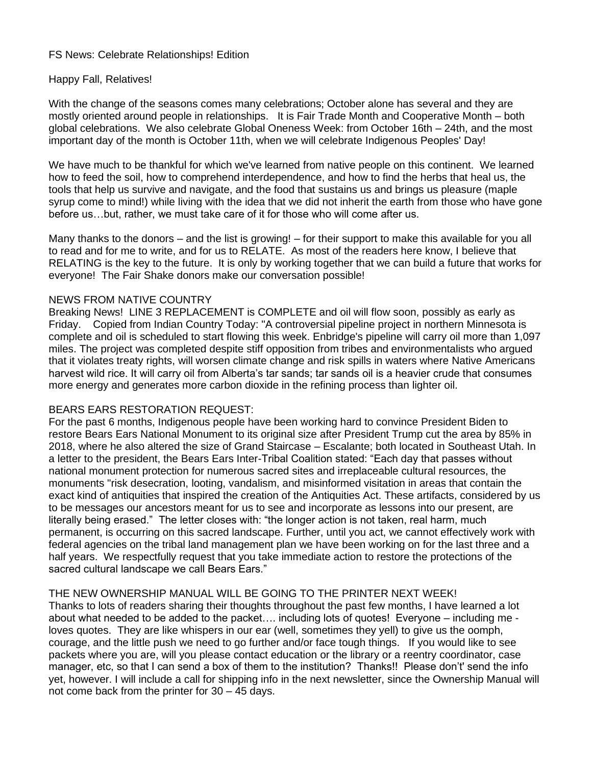FS News: Celebrate Relationships! Edition

Happy Fall, Relatives!

With the change of the seasons comes many celebrations; October alone has several and they are mostly oriented around people in relationships. It is Fair Trade Month and Cooperative Month – both global celebrations. We also celebrate Global Oneness Week: from October 16th – 24th, and the most important day of the month is October 11th, when we will celebrate Indigenous Peoples' Day!

We have much to be thankful for which we've learned from native people on this continent. We learned how to feed the soil, how to comprehend interdependence, and how to find the herbs that heal us, the tools that help us survive and navigate, and the food that sustains us and brings us pleasure (maple syrup come to mind!) while living with the idea that we did not inherit the earth from those who have gone before us…but, rather, we must take care of it for those who will come after us.

Many thanks to the donors – and the list is growing! – for their support to make this available for you all to read and for me to write, and for us to RELATE. As most of the readers here know, I believe that RELATING is the key to the future. It is only by working together that we can build a future that works for everyone! The Fair Shake donors make our conversation possible!

NEWS FROM NATIVE COUNTRY

Breaking News! LINE 3 REPLACEMENT is COMPLETE and oil will flow soon, possibly as early as Friday. Copied from Indian Country Today: "A controversial pipeline project in northern Minnesota is complete and oil is scheduled to start flowing this week. Enbridge's pipeline will carry oil more than 1,097 miles. The project was completed despite stiff opposition from tribes and environmentalists who argued that it violates treaty rights, will worsen climate change and risk spills in waters where Native Americans harvest wild rice. It will carry oil from Alberta's tar sands; tar sands oil is a heavier crude that consumes more energy and generates more carbon dioxide in the refining process than lighter oil.

BEARS EARS RESTORATION REQUEST:

For the past 6 months, Indigenous people have been working hard to convince President Biden to restore Bears Ears National Monument to its original size after President Trump cut the area by 85% in 2018, where he also altered the size of Grand Staircase – Escalante; both located in Southeast Utah. In a letter to the president, the Bears Ears Inter-Tribal Coalition stated: "Each day that passes without national monument protection for numerous sacred sites and irreplaceable cultural resources, the monuments "risk desecration, looting, vandalism, and misinformed visitation in areas that contain the exact kind of antiquities that inspired the creation of the Antiquities Act. These artifacts, considered by us to be messages our ancestors meant for us to see and incorporate as lessons into our present, are literally being erased." The letter closes with: "the longer action is not taken, real harm, much permanent, is occurring on this sacred landscape. Further, until you act, we cannot effectively work with federal agencies on the tribal land management plan we have been working on for the last three and a half years. We respectfully request that you take immediate action to restore the protections of the sacred cultural landscape we call Bears Ears."

THE NEW OWNERSHIP MANUAL WILL BE GOING TO THE PRINTER NEXT WEEK!

Thanks to lots of readers sharing their thoughts throughout the past few months, I have learned a lot about what needed to be added to the packet…. including lots of quotes! Everyone – including me - loves quotes. They are like whispers in our ear (well, sometimes they yell) to give us the oomph, courage, and the little push we need to go further and/or face tough things. If you would like to see packets where you are, will you please contact education or the library or a reentry coordinator, case manager, etc, so that I can send a box of them to the institution? Thanks!! Please don't' send the info yet, however. I will include a call for shipping info in the next newsletter, since the Ownership Manual will not come back from the printer for 30 – 45 days.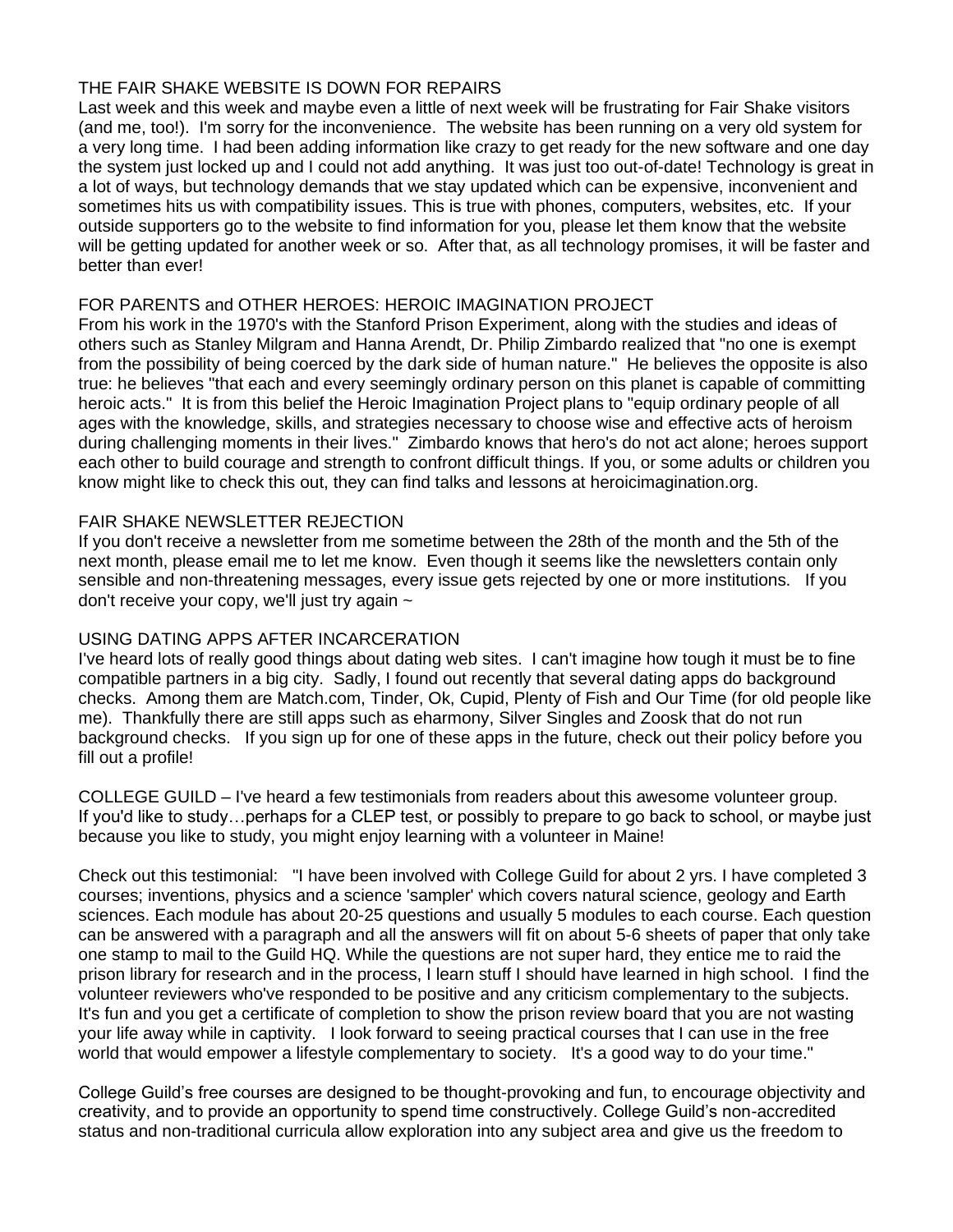## THE FAIR SHAKE WEBSITE IS DOWN FOR REPAIRS

Last week and this week and maybe even a little of next week will be frustrating for Fair Shake visitors (and me, too!). I'm sorry for the inconvenience. The website has been running on a very old system for a very long time. I had been adding information like crazy to get ready for the new software and one day the system just locked up and I could not add anything. It was just too out-of-date! Technology is great in a lot of ways, but technology demands that we stay updated which can be expensive, inconvenient and sometimes hits us with compatibility issues. This is true with phones, computers, websites, etc. If your outside supporters go to the website to find information for you, please let them know that the website will be getting updated for another week or so. After that, as all technology promises, it will be faster and better than ever!

## FOR PARENTS and OTHER HEROES: HEROIC IMAGINATION PROJECT

From his work in the 1970's with the Stanford Prison Experiment, along with the studies and ideas of others such as Stanley Milgram and Hanna Arendt, Dr. Philip Zimbardo realized that "no one is exempt from the possibility of being coerced by the dark side of human nature." He believes the opposite is also true: he believes "that each and every seemingly ordinary person on this planet is capable of committing heroic acts." It is from this belief the Heroic Imagination Project plans to "equip ordinary people of all ages with the knowledge, skills, and strategies necessary to choose wise and effective acts of heroism during challenging moments in their lives." Zimbardo knows that hero's do not act alone; heroes support each other to build courage and strength to confront difficult things. If you, or some adults or children you know might like to check this out, they can find talks and lessons at heroicimagination.org.

## FAIR SHAKE NEWSLETTER REJECTION

If you don't receive a newsletter from me sometime between the 28th of the month and the 5th of the next month, please email me to let me know. Even though it seems like the newsletters contain only sensible and non-threatening messages, every issue gets rejected by one or more institutions. If you don't receive your copy, we'll just try again ~

## USING DATING APPS AFTER INCARCERATION

I've heard lots of really good things about dating web sites. I can't imagine how tough it must be to fine compatible partners in a big city. Sadly, I found out recently that several dating apps do background checks. Among them are Match.com, Tinder, Ok, Cupid, Plenty of Fish and Our Time (for old people like me). Thankfully there are still apps such as eharmony, Silver Singles and Zoosk that do not run background checks. If you sign up for one of these apps in the future, check out their policy before you fill out a profile!

COLLEGE GUILD – I've heard a few testimonials from readers about this awesome volunteer group. If you'd like to study…perhaps for a CLEP test, or possibly to prepare to go back to school, or maybe just because you like to study, you might enjoy learning with a volunteer in Maine!

Check out this testimonial: "I have been involved with College Guild for about 2 yrs. I have completed 3 courses; inventions, physics and a science 'sampler' which covers natural science, geology and Earth sciences. Each module has about 20-25 questions and usually 5 modules to each course. Each question can be answered with a paragraph and all the answers will fit on about 5-6 sheets of paper that only take one stamp to mail to the Guild HQ. While the questions are not super hard, they entice me to raid the prison library for research and in the process, I learn stuff I should have learned in high school. I find the volunteer reviewers who've responded to be positive and any criticism complementary to the subjects. It's fun and you get a certificate of completion to show the prison review board that you are not wasting your life away while in captivity. I look forward to seeing practical courses that I can use in the free world that would empower a lifestyle complementary to society. It's a good way to do your time."

College Guild's free courses are designed to be thought-provoking and fun, to encourage objectivity and creativity, and to provide an opportunity to spend time constructively. College Guild's non-accredited status and non-traditional curricula allow exploration into any subject area and give us the freedom to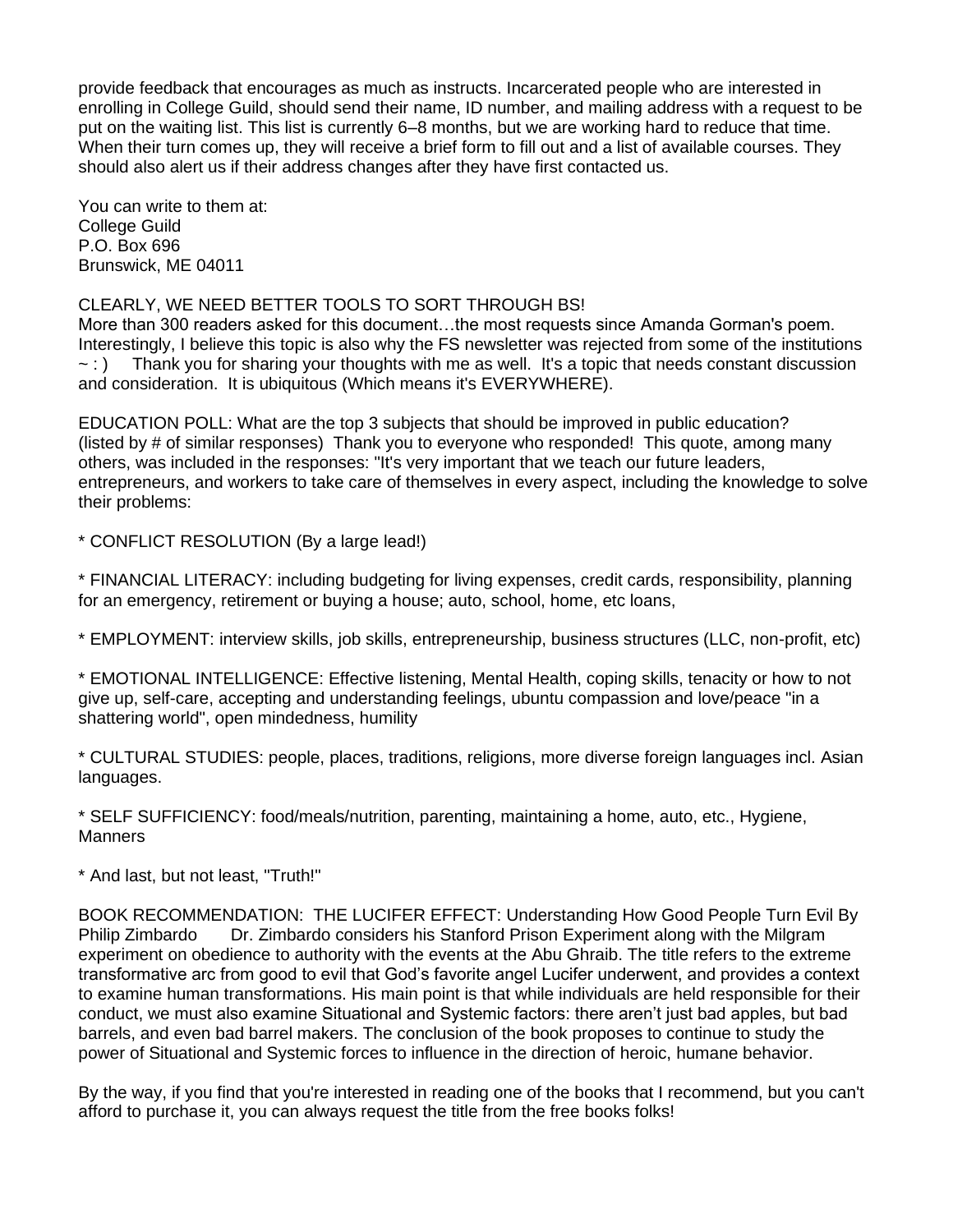provide feedback that encourages as much as instructs. Incarcerated people who are interested in enrolling in College Guild, should send their name, ID number, and mailing address with a request to be put on the waiting list. This list is currently 6–8 months, but we are working hard to reduce that time. When their turn comes up, they will receive a brief form to fill out and a list of available courses. They should also alert us if their address changes after they have first contacted us.

You can write to them at:
College Guild
P.O. Box 696
Brunswick, ME 04011

CLEARLY, WE NEED BETTER TOOLS TO SORT THROUGH BS!
More than 300 readers asked for this document…the most requests since Amanda Gorman's poem. Interestingly, I believe this topic is also why the FS newsletter was rejected from some of the institutions ~ : )  Thank you for sharing your thoughts with me as well. It's a topic that needs constant discussion and consideration. It is ubiquitous (Which means it's EVERYWHERE).

EDUCATION POLL: What are the top 3 subjects that should be improved in public education? (listed by # of similar responses) Thank you to everyone who responded! This quote, among many others, was included in the responses: "It's very important that we teach our future leaders, entrepreneurs, and workers to take care of themselves in every aspect, including the knowledge to solve their problems:

* CONFLICT RESOLUTION (By a large lead!)

* FINANCIAL LITERACY: including budgeting for living expenses, credit cards, responsibility, planning for an emergency, retirement or buying a house; auto, school, home, etc loans,

* EMPLOYMENT: interview skills, job skills, entrepreneurship, business structures (LLC, non-profit, etc)

* EMOTIONAL INTELLIGENCE: Effective listening, Mental Health, coping skills, tenacity or how to not give up, self-care, accepting and understanding feelings, ubuntu compassion and love/peace "in a shattering world", open mindedness, humility

* CULTURAL STUDIES: people, places, traditions, religions, more diverse foreign languages incl. Asian languages.

* SELF SUFFICIENCY: food/meals/nutrition, parenting, maintaining a home, auto, etc., Hygiene, Manners

* And last, but not least, "Truth!"

BOOK RECOMMENDATION: THE LUCIFER EFFECT: Understanding How Good People Turn Evil By Philip Zimbardo  Dr. Zimbardo considers his Stanford Prison Experiment along with the Milgram experiment on obedience to authority with the events at the Abu Ghraib. The title refers to the extreme transformative arc from good to evil that God's favorite angel Lucifer underwent, and provides a context to examine human transformations. His main point is that while individuals are held responsible for their conduct, we must also examine Situational and Systemic factors: there aren't just bad apples, but bad barrels, and even bad barrel makers. The conclusion of the book proposes to continue to study the power of Situational and Systemic forces to influence in the direction of heroic, humane behavior.

By the way, if you find that you're interested in reading one of the books that I recommend, but you can't afford to purchase it, you can always request the title from the free books folks!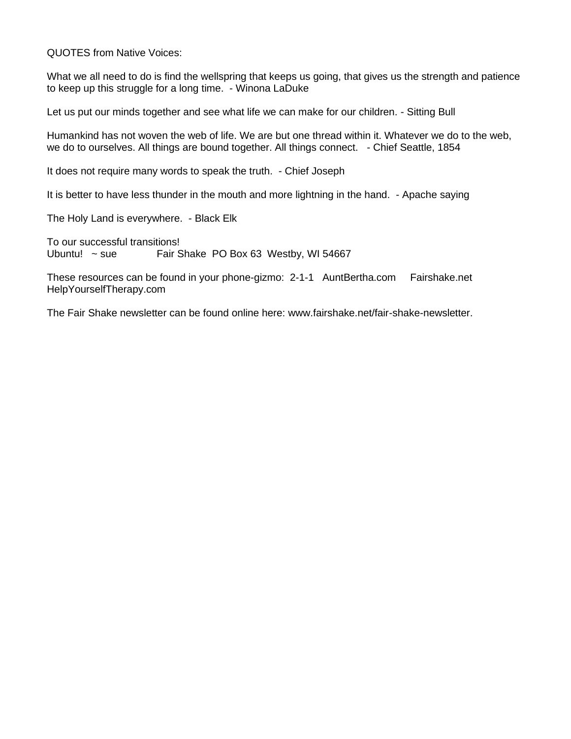QUOTES from Native Voices:

What we all need to do is find the wellspring that keeps us going, that gives us the strength and patience to keep up this struggle for a long time. - Winona LaDuke

Let us put our minds together and see what life we can make for our children. - Sitting Bull

Humankind has not woven the web of life. We are but one thread within it. Whatever we do to the web, we do to ourselves. All things are bound together. All things connect. - Chief Seattle, 1854

It does not require many words to speak the truth. - Chief Joseph

It is better to have less thunder in the mouth and more lightning in the hand. - Apache saying

The Holy Land is everywhere. - Black Elk

To our successful transitions!
Ubuntu! ~ sue Fair Shake PO Box 63 Westby, WI 54667

These resources can be found in your phone-gizmo: 2-1-1 AuntBertha.com Fairshake.net HelpYourselfTherapy.com

The Fair Shake newsletter can be found online here: www.fairshake.net/fair-shake-newsletter.